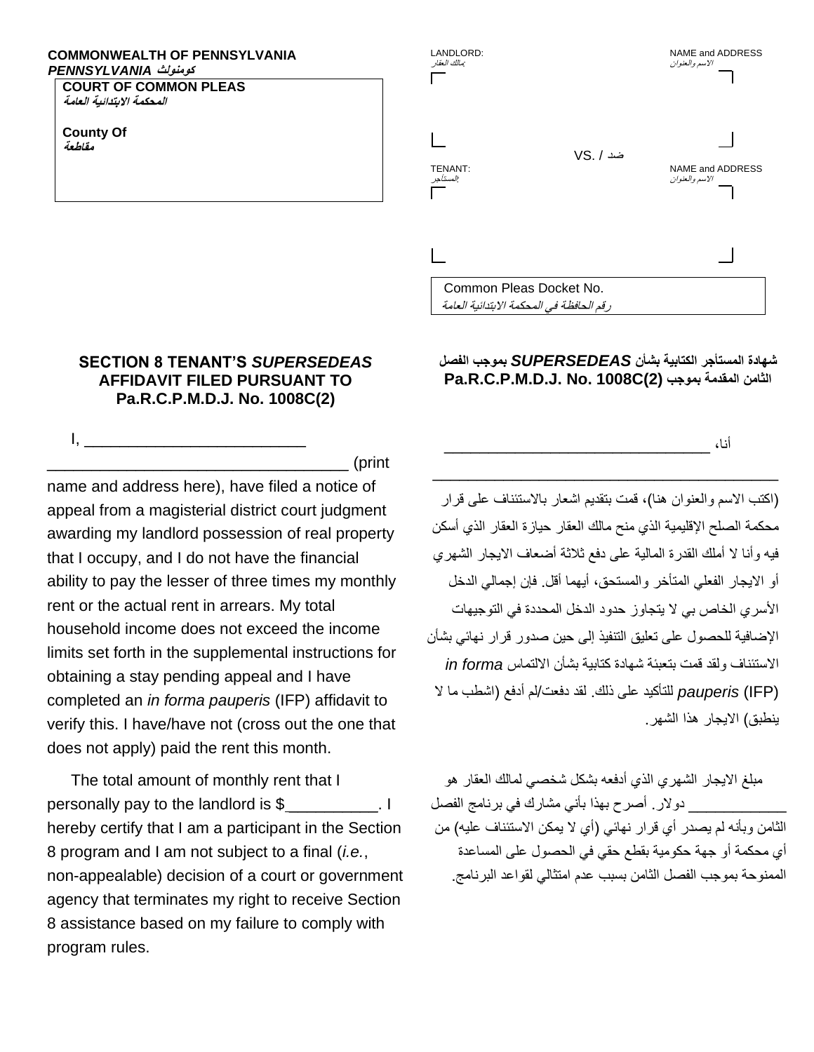**COMMONWEALTH OF PENNSYLVANIA**
***PENNSYLVANIA كومنولث***

**COURT OF COMMON PLEAS**
***المحكمة الابتدائية العامة***

**County Of**
***مقاطعة***

LANDLORD: NAME and ADDRESS
*مالك العقار: الاسم والعنوان*

VS. / ضد

TENANT: NAME and ADDRESS
*المستأجر: الاسم والعنوان*

Common Pleas Docket No.
*رقم الحافظة في المحكمة الابتدائية العامة*

## SECTION 8 TENANT'S *SUPERSEDEAS* AFFIDAVIT FILED PURSUANT TO Pa.R.C.P.M.D.J. No. 1008C(2)

I, ___________________________ ___________________________________ (print name and address here), have filed a notice of appeal from a magisterial district court judgment awarding my landlord possession of real property that I occupy, and I do not have the financial ability to pay the lesser of three times my monthly rent or the actual rent in arrears. My total household income does not exceed the income limits set forth in the supplemental instructions for obtaining a stay pending appeal and I have completed an *in forma pauperis* (IFP) affidavit to verify this. I have/have not (cross out the one that does not apply) paid the rent this month.

The total amount of monthly rent that I personally pay to the landlord is $__________. I hereby certify that I am a participant in the Section 8 program and I am not subject to a final (*i.e.*, non-appealable) decision of a court or government agency that terminates my right to receive Section 8 assistance based on my failure to comply with program rules.

## شهادة المستأجر الكتابية بشأن *SUPERSEDEAS* بموجب الفصل الثامن المقدمة بموجب Pa.R.C.P.M.D.J. No. 1008C(2)

أنا، ___________________________________
___________________________________

(اكتب الاسم والعنوان هنا)، قمت بتقديم اشعار بالاستئناف على قرار محكمة الصلح الإقليمية الذي منح مالك العقار حيازة العقار الذي أسكن فيه وأنا لا أملك القدرة المالية على دفع ثلاثة أضعاف الايجار الشهري أو الايجار الفعلي المتأخر والمستحق، أيهما أقل. فإن إجمالي الدخل الأسري الخاص بي لا يتجاوز حدود الدخل المحددة في التوجيهات الإضافية للحصول على تعليق التنفيذ إلى حين صدور قرار نهائي بشأن الاستئناف ولقد قمت بتعبئة شهادة كتابية بشأن الالتماس *in forma pauperis* (IFP) للتأكيد على ذلك. لقد دفعت/لم أدفع (اشطب ما لا ينطبق) الايجار هذا الشهر.

مبلغ الايجار الشهري الذي أدفعه بشكل شخصي لمالك العقار هو ___________ دولار. أصرح بهذا بأني مشارك في برنامج الفصل الثامن وبأنه لم يصدر أي قرار نهائي (أي لا يمكن الاستئناف عليه) من أي محكمة أو جهة حكومية بقطع حقي في الحصول على المساعدة الممنوحة بموجب الفصل الثامن بسبب عدم امتثالي لقواعد البرنامج.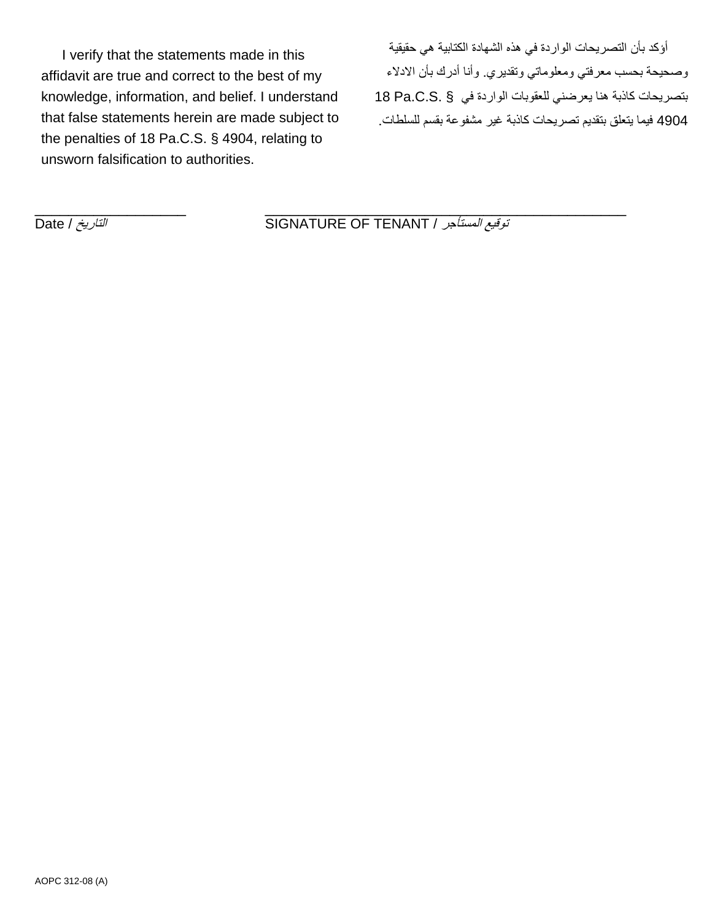I verify that the statements made in this affidavit are true and correct to the best of my knowledge, information, and belief. I understand that false statements herein are made subject to the penalties of 18 Pa.C.S. § 4904, relating to unsworn falsification to authorities.

أؤكد بأن التصريحات الواردة في هذه الشهادة الكتابية هي حقيقية وصحيحة بحسب معرفتي ومعلوماتي وتقديري. وأنا أدرك بأن الادلاء بتصريحات كاذبة هنا يعرضني للعقوبات الواردة في 18 Pa.C.S. § 4904 فيما يتعلق بتقديم تصريحات كاذبة غير مشفوعة بقسم للسلطات.

\_\_\_\_\_\_\_\_\_\_\_\_\_\_\_\_\_\_\_\_\_\_ Date / *التاريخ*

\_\_\_\_\_\_\_\_\_\_\_\_\_\_\_\_\_\_\_\_\_\_\_\_\_\_\_\_\_\_\_\_\_\_\_\_\_\_\_\_\_\_\_\_\_\_\_\_\_\_\_\_\_\_ SIGNATURE OF TENANT / *توقيع المستأجر*

AOPC 312-08 (A)